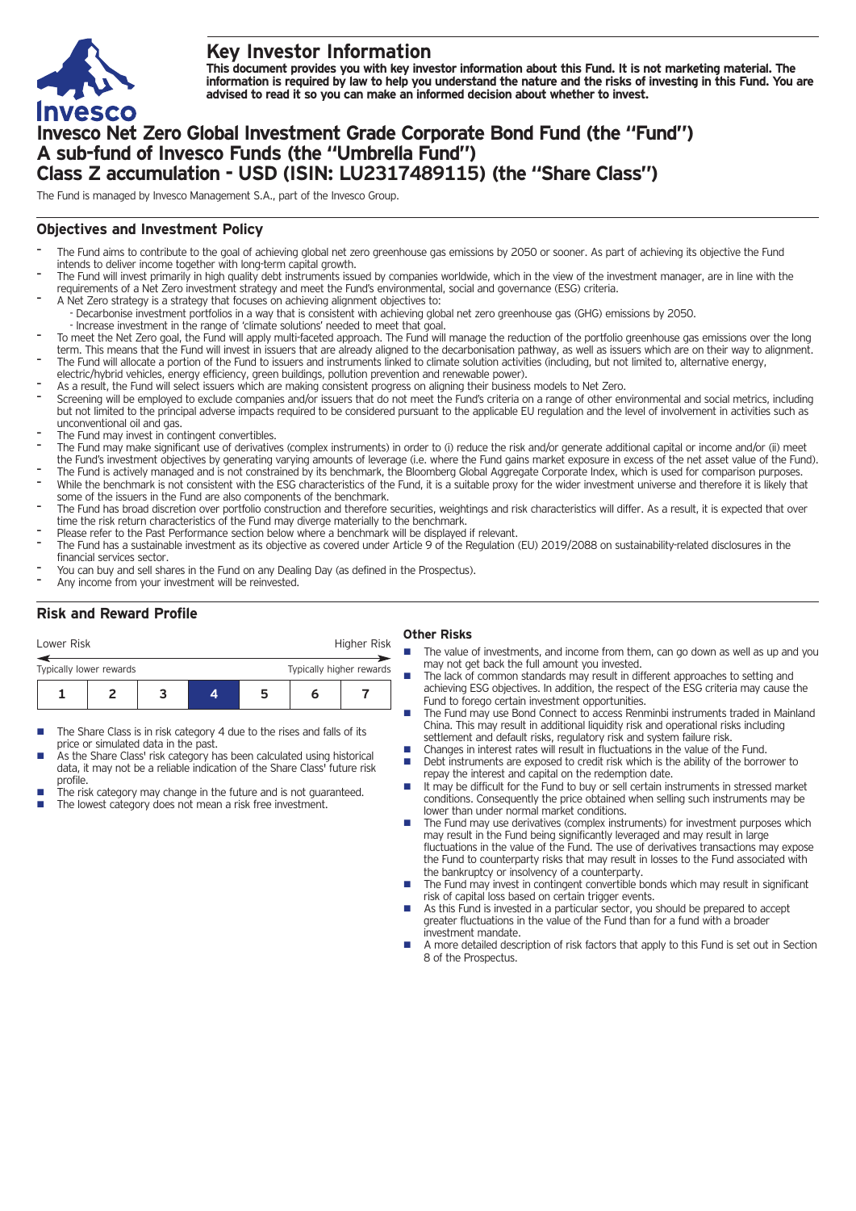# Key Investor Information

**This document provides you with key investor information about this Fund. It is not marketing material. The information is required by law to help you understand the nature and the risks of investing in this Fund. You are advised to read it so you can make an informed decision about whether to invest.**

# Invesco Net Zero Global Investment Grade Corporate Bond Fund (the "Fund") A sub-fund of Invesco Funds (the "Umbrella Fund") Class Z accumulation - USD (ISIN: LU2317489115) (the "Share Class")

The Fund is managed by Invesco Management S.A., part of the Invesco Group.

## Objectives and Investment Policy

- The Fund aims to contribute to the goal of achieving global net zero greenhouse gas emissions by 2050 or sooner. As part of achieving its objective the Fund intends to deliver income together with long-term capital growth.
- The Fund will invest primarily in high quality debt instruments issued by companies worldwide, which in the view of the investment manager, are in line with the requirements of a Net Zero investment strategy and meet the Fund's environmental, social and governance (ESG) criteria.
- A Net Zero strategy is a strategy that focuses on achieving alignment objectives to:
  - Decarbonise investment portfolios in a way that is consistent with achieving global net zero greenhouse gas (GHG) emissions by 2050.
  - Increase investment in the range of 'climate solutions' needed to meet that goal.
- To meet the Net Zero goal, the Fund will apply multi-faceted approach. The Fund will manage the reduction of the portfolio greenhouse gas emissions over the long term. This means that the Fund will invest in issuers that are already aligned to the decarbonisation pathway, as well as issuers which are on their way to alignment.
- The Fund will allocate a portion of the Fund to issuers and instruments linked to climate solution activities (including, but not limited to, alternative energy, electric/hybrid vehicles, energy efficiency, green buildings, pollution prevention and renewable power).
- As a result, the Fund will select issuers which are making consistent progress on aligning their business models to Net Zero.
- Screening will be employed to exclude companies and/or issuers that do not meet the Fund's criteria on a range of other environmental and social metrics, including but not limited to the principal adverse impacts required to be considered pursuant to the applicable EU regulation and the level of involvement in activities such as unconventional oil and gas.
- The Fund may invest in contingent convertibles.
- The Fund may make significant use of derivatives (complex instruments) in order to (i) reduce the risk and/or generate additional capital or income and/or (ii) meet the Fund's investment objectives by generating varying amounts of leverage (i.e. where the Fund gains market exposure in excess of the net asset value of the Fund).
- The Fund is actively managed and is not constrained by its benchmark, the Bloomberg Global Aggregate Corporate Index, which is used for comparison purposes.
- While the benchmark is not consistent with the ESG characteristics of the Fund, it is a suitable proxy for the wider investment universe and therefore it is likely that some of the issuers in the Fund are also components of the benchmark.
- The Fund has broad discretion over portfolio construction and therefore securities, weightings and risk characteristics will differ. As a result, it is expected that over time the risk return characteristics of the Fund may diverge materially to the benchmark.
- Please refer to the Past Performance section below where a benchmark will be displayed if relevant.
- The Fund has a sustainable investment as its objective as covered under Article 9 of the Regulation (EU) 2019/2088 on sustainability-related disclosures in the financial services sector.
- You can buy and sell shares in the Fund on any Dealing Day (as defined in the Prospectus).
- Any income from your investment will be reinvested.

## Risk and Reward Profile

| Lower Risk | | | | | | Higher Risk |
|---|---|---|---|---|---|---|
| Typically lower rewards | | | | | | Typically higher rewards |
| 1 | 2 | 3 | **4** | 5 | 6 | 7 |

- The Share Class is in risk category 4 due to the rises and falls of its price or simulated data in the past.
- As the Share Class' risk category has been calculated using historical data, it may not be a reliable indication of the Share Class' future risk profile.
- The risk category may change in the future and is not guaranteed.
- The lowest category does not mean a risk free investment.

### Other Risks

- The value of investments, and income from them, can go down as well as up and you may not get back the full amount you invested.
- The lack of common standards may result in different approaches to setting and achieving ESG objectives. In addition, the respect of the ESG criteria may cause the Fund to forego certain investment opportunities.
- The Fund may use Bond Connect to access Renminbi instruments traded in Mainland China. This may result in additional liquidity risk and operational risks including settlement and default risks, regulatory risk and system failure risk.
- Changes in interest rates will result in fluctuations in the value of the Fund.
- Debt instruments are exposed to credit risk which is the ability of the borrower to repay the interest and capital on the redemption date.
- It may be difficult for the Fund to buy or sell certain instruments in stressed market conditions. Consequently the price obtained when selling such instruments may be lower than under normal market conditions.
- The Fund may use derivatives (complex instruments) for investment purposes which may result in the Fund being significantly leveraged and may result in large fluctuations in the value of the Fund. The use of derivatives transactions may expose the Fund to counterparty risks that may result in losses to the Fund associated with the bankruptcy or insolvency of a counterparty.
- The Fund may invest in contingent convertible bonds which may result in significant risk of capital loss based on certain trigger events.
- As this Fund is invested in a particular sector, you should be prepared to accept greater fluctuations in the value of the Fund than for a fund with a broader investment mandate.
- A more detailed description of risk factors that apply to this Fund is set out in Section 8 of the Prospectus.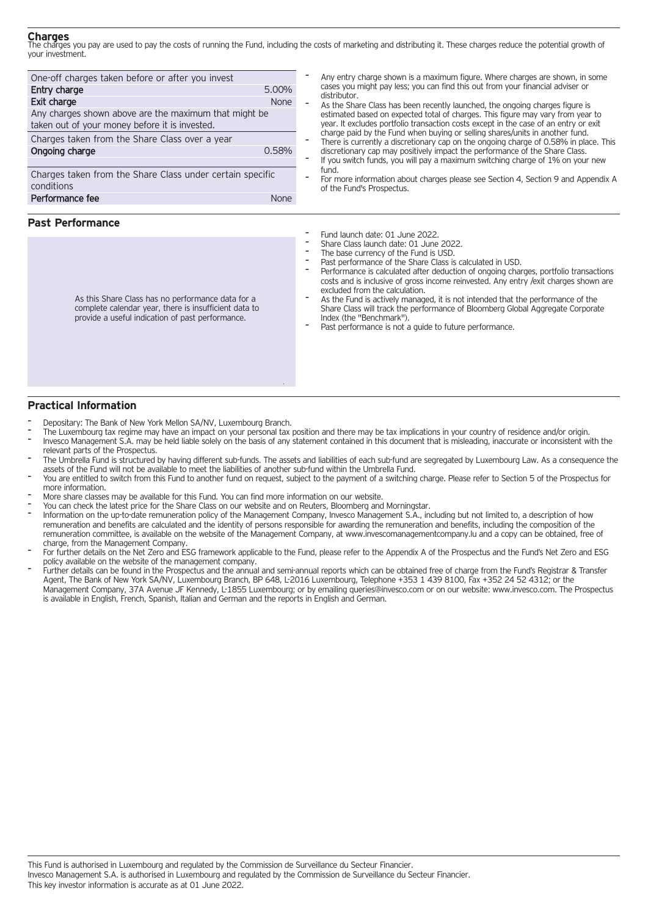## Charges

The charges you pay are used to pay the costs of running the Fund, including the costs of marketing and distributing it. These charges reduce the potential growth of your investment.

| | |
|---|---|
| One-off charges taken before or after you invest | |
| **Entry charge** | 5.00% |
| **Exit charge** | None |
| Any charges shown above are the maximum that might be taken out of your money before it is invested. | |
| Charges taken from the Share Class over a year | |
| **Ongoing charge** | 0.58% |
| Charges taken from the Share Class under certain specific conditions | |
| **Performance fee** | None |

- Any entry charge shown is a maximum figure. Where charges are shown, in some cases you might pay less; you can find this out from your financial adviser or distributor.
- As the Share Class has been recently launched, the ongoing charges figure is estimated based on expected total of charges. This figure may vary from year to year. It excludes portfolio transaction costs except in the case of an entry or exit charge paid by the Fund when buying or selling shares/units in another fund.
- There is currently a discretionary cap on the ongoing charge of 0.58% in place. This discretionary cap may positively impact the performance of the Share Class.
- If you switch funds, you will pay a maximum switching charge of 1% on your new fund.
- For more information about charges please see Section 4, Section 9 and Appendix A of the Fund's Prospectus.

## Past Performance

As this Share Class has no performance data for a complete calendar year, there is insufficient data to provide a useful indication of past performance.

- Fund launch date: 01 June 2022.
- Share Class launch date: 01 June 2022.
- The base currency of the Fund is USD.
- Past performance of the Share Class is calculated in USD.
- Performance is calculated after deduction of ongoing charges, portfolio transactions costs and is inclusive of gross income reinvested. Any entry /exit charges shown are excluded from the calculation.
- As the Fund is actively managed, it is not intended that the performance of the Share Class will track the performance of Bloomberg Global Aggregate Corporate Index (the "Benchmark").
- Past performance is not a guide to future performance.

## Practical Information

- Depositary: The Bank of New York Mellon SA/NV, Luxembourg Branch.
- The Luxembourg tax regime may have an impact on your personal tax position and there may be tax implications in your country of residence and/or origin.
- Invesco Management S.A. may be held liable solely on the basis of any statement contained in this document that is misleading, inaccurate or inconsistent with the relevant parts of the Prospectus.
- The Umbrella Fund is structured by having different sub-funds. The assets and liabilities of each sub-fund are segregated by Luxembourg Law. As a consequence the assets of the Fund will not be available to meet the liabilities of another sub-fund within the Umbrella Fund.
- You are entitled to switch from this Fund to another fund on request, subject to the payment of a switching charge. Please refer to Section 5 of the Prospectus for more information.
- More share classes may be available for this Fund. You can find more information on our website.
- You can check the latest price for the Share Class on our website and on Reuters, Bloomberg and Morningstar.
- Information on the up-to-date remuneration policy of the Management Company, Invesco Management S.A., including but not limited to, a description of how remuneration and benefits are calculated and the identity of persons responsible for awarding the remuneration and benefits, including the composition of the remuneration committee, is available on the website of the Management Company, at www.invescomanagementcompany.lu and a copy can be obtained, free of charge, from the Management Company.
- For further details on the Net Zero and ESG framework applicable to the Fund, please refer to the Appendix A of the Prospectus and the Fund's Net Zero and ESG policy available on the website of the management company.
- Further details can be found in the Prospectus and the annual and semi-annual reports which can be obtained free of charge from the Fund's Registrar & Transfer Agent, The Bank of New York SA/NV, Luxembourg Branch, BP 648, L-2016 Luxembourg, Telephone +353 1 439 8100, Fax +352 24 52 4312; or the Management Company, 37A Avenue JF Kennedy, L-1855 Luxembourg; or by emailing queries@invesco.com or on our website: www.invesco.com. The Prospectus is available in English, French, Spanish, Italian and German and the reports in English and German.

This Fund is authorised in Luxembourg and regulated by the Commission de Surveillance du Secteur Financier.
Invesco Management S.A. is authorised in Luxembourg and regulated by the Commission de Surveillance du Secteur Financier.
This key investor information is accurate as at 01 June 2022.